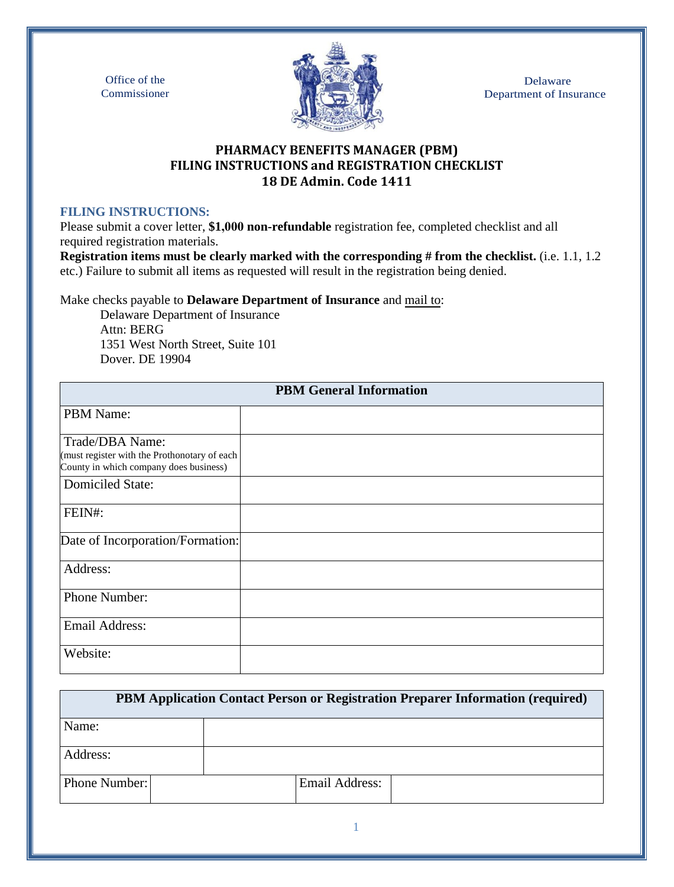Office of the Commissioner

Delaware Department of Insurance

# PHARMACY BENEFITS MANAGER (PBM) FILING INSTRUCTIONS and REGISTRATION CHECKLIST 18 DE Admin. Code 1411

## FILING INSTRUCTIONS:

Please submit a cover letter, **$1,000 non-refundable** registration fee, completed checklist and all required registration materials.

**Registration items must be clearly marked with the corresponding # from the checklist.** (i.e. 1.1, 1.2 etc.) Failure to submit all items as requested will result in the registration being denied.

Make checks payable to **Delaware Department of Insurance** and mail to:

Delaware Department of Insurance
Attn: BERG
1351 West North Street, Suite 101
Dover. DE 19904

| PBM General Information | |
|---|---|
| PBM Name: | |
| Trade/DBA Name: (must register with the Prothonotary of each County in which company does business) | |
| Domiciled State: | |
| FEIN#: | |
| Date of Incorporation/Formation: | |
| Address: | |
| Phone Number: | |
| Email Address: | |
| Website: | |

| PBM Application Contact Person or Registration Preparer Information (required) | | | |
|---|---|---|---|
| Name: | | | |
| Address: | | | |
| Phone Number: | | Email Address: | |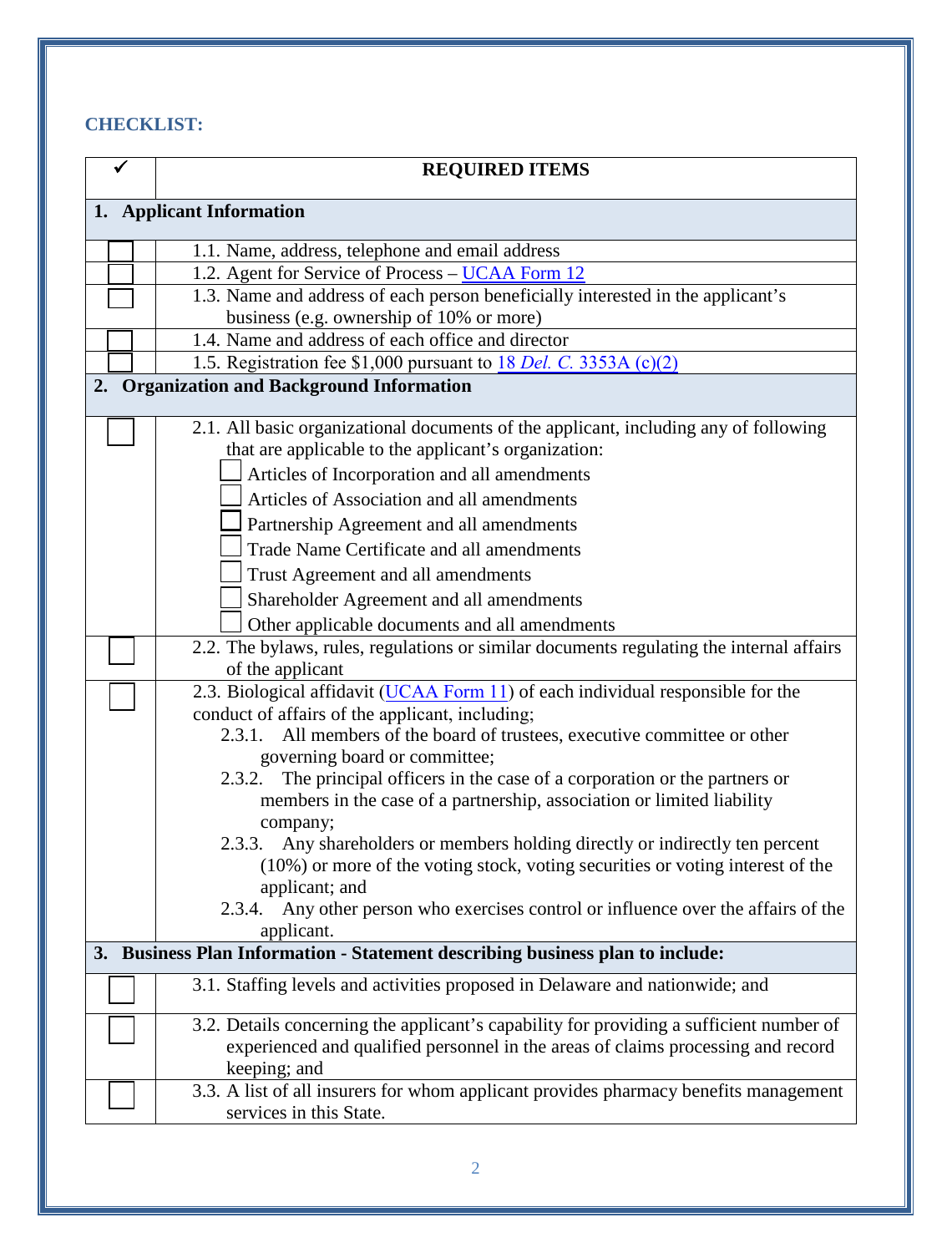**CHECKLIST:**

| ✓ | REQUIRED ITEMS |
|---|---|
| **1. Applicant Information** | |
| ☐ | 1.1. Name, address, telephone and email address |
| ☐ | 1.2. Agent for Service of Process – UCAA Form 12 |
| ☐ | 1.3. Name and address of each person beneficially interested in the applicant's business (e.g. ownership of 10% or more) |
| ☐ | 1.4. Name and address of each office and director |
| ☐ | 1.5. Registration fee $1,000 pursuant to 18 *Del. C.* 3353A (c)(2) |
| **2. Organization and Background Information** | |
| ☐ | 2.1. All basic organizational documents of the applicant, including any of following that are applicable to the applicant's organization:<br>☐ Articles of Incorporation and all amendments<br>☐ Articles of Association and all amendments<br>☐ Partnership Agreement and all amendments<br>☐ Trade Name Certificate and all amendments<br>☐ Trust Agreement and all amendments<br>☐ Shareholder Agreement and all amendments<br>☐ Other applicable documents and all amendments |
| ☐ | 2.2. The bylaws, rules, regulations or similar documents regulating the internal affairs of the applicant |
| ☐ | 2.3. Biological affidavit (UCAA Form 11) of each individual responsible for the conduct of affairs of the applicant, including;<br>2.3.1. All members of the board of trustees, executive committee or other governing board or committee;<br>2.3.2. The principal officers in the case of a corporation or the partners or members in the case of a partnership, association or limited liability company;<br>2.3.3. Any shareholders or members holding directly or indirectly ten percent (10%) or more of the voting stock, voting securities or voting interest of the applicant; and<br>2.3.4. Any other person who exercises control or influence over the affairs of the applicant. |
| **3. Business Plan Information - Statement describing business plan to include:** | |
| ☐ | 3.1. Staffing levels and activities proposed in Delaware and nationwide; and |
| ☐ | 3.2. Details concerning the applicant's capability for providing a sufficient number of experienced and qualified personnel in the areas of claims processing and record keeping; and |
| ☐ | 3.3. A list of all insurers for whom applicant provides pharmacy benefits management services in this State. |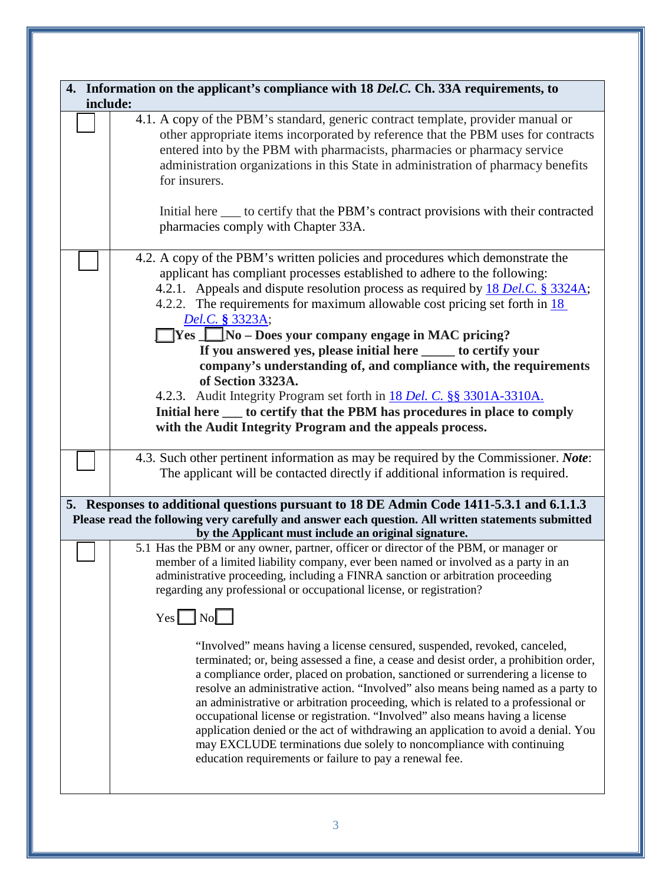| **4. Information on the applicant's compliance with 18 *Del.C.* Ch. 33A requirements, to include:** | |
|---|---|
| ☐ | 4.1. A copy of the PBM's standard, generic contract template, provider manual or other appropriate items incorporated by reference that the PBM uses for contracts entered into by the PBM with pharmacists, pharmacies or pharmacy service administration organizations in this State in administration of pharmacy benefits for insurers.<br><br>Initial here ___ to certify that the PBM's contract provisions with their contracted pharmacies comply with Chapter 33A. |
| ☐ | 4.2. A copy of the PBM's written policies and procedures which demonstrate the applicant has compliant processes established to adhere to the following:<br>4.2.1. Appeals and dispute resolution process as required by 18 *Del.C.* § 3324A;<br>4.2.2. The requirements for maximum allowable cost pricing set forth in 18 *Del.C.* § 3323A;<br>☐ **Yes** ☐ **No – Does your company engage in MAC pricing?**<br>**If you answered yes, please initial here _____ to certify your company's understanding of, and compliance with, the requirements of Section 3323A.**<br>4.2.3. Audit Integrity Program set forth in 18 *Del. C.* §§ 3301A-3310A.<br>**Initial here ___ to certify that the PBM has procedures in place to comply with the Audit Integrity Program and the appeals process.** |
| ☐ | 4.3. Such other pertinent information as may be required by the Commissioner. ***Note***: The applicant will be contacted directly if additional information is required. |
| **5. Responses to additional questions pursuant to 18 DE Admin Code 1411-5.3.1 and 6.1.1.3**<br>**Please read the following very carefully and answer each question. All written statements submitted by the Applicant must include an original signature.** | |
| ☐ | 5.1 Has the PBM or any owner, partner, officer or director of the PBM, or manager or member of a limited liability company, ever been named or involved as a party in an administrative proceeding, including a FINRA sanction or arbitration proceeding regarding any professional or occupational license, or registration?<br><br>Yes ☐ No ☐<br><br>"Involved" means having a license censured, suspended, revoked, canceled, terminated; or, being assessed a fine, a cease and desist order, a prohibition order, a compliance order, placed on probation, sanctioned or surrendering a license to resolve an administrative action. "Involved" also means being named as a party to an administrative or arbitration proceeding, which is related to a professional or occupational license or registration. "Involved" also means having a license application denied or the act of withdrawing an application to avoid a denial. You may EXCLUDE terminations due solely to noncompliance with continuing education requirements or failure to pay a renewal fee. |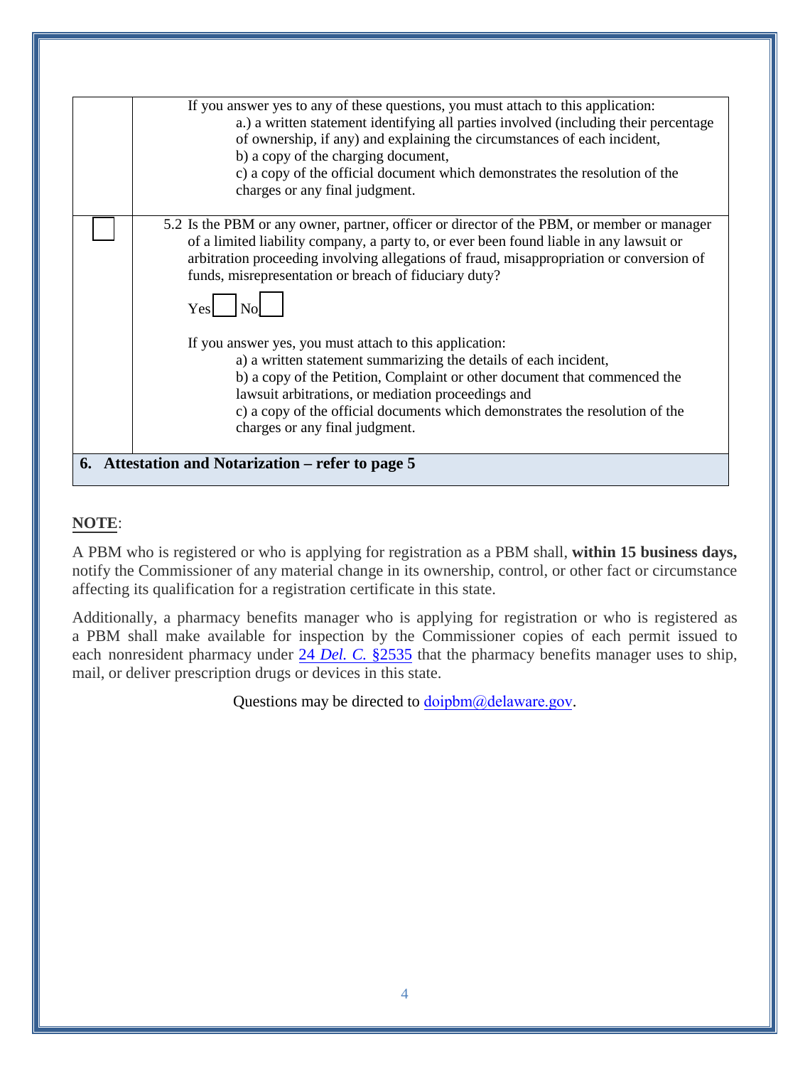| | |
|---|---|
| | If you answer yes to any of these questions, you must attach to this application:<br>a.) a written statement identifying all parties involved (including their percentage of ownership, if any) and explaining the circumstances of each incident,<br>b) a copy of the charging document,<br>c) a copy of the official document which demonstrates the resolution of the charges or any final judgment. |
| ☐ | 5.2 Is the PBM or any owner, partner, officer or director of the PBM, or member or manager of a limited liability company, a party to, or ever been found liable in any lawsuit or arbitration proceeding involving allegations of fraud, misappropriation or conversion of funds, misrepresentation or breach of fiduciary duty?<br><br>Yes ☐ No ☐<br><br>If you answer yes, you must attach to this application:<br>a) a written statement summarizing the details of each incident,<br>b) a copy of the Petition, Complaint or other document that commenced the lawsuit arbitrations, or mediation proceedings and<br>c) a copy of the official documents which demonstrates the resolution of the charges or any final judgment. |

**6. Attestation and Notarization – refer to page 5**

**NOTE**:

A PBM who is registered or who is applying for registration as a PBM shall, **within 15 business days,** notify the Commissioner of any material change in its ownership, control, or other fact or circumstance affecting its qualification for a registration certificate in this state.

Additionally, a pharmacy benefits manager who is applying for registration or who is registered as a PBM shall make available for inspection by the Commissioner copies of each permit issued to each nonresident pharmacy under 24 *Del. C.* §2535 that the pharmacy benefits manager uses to ship, mail, or deliver prescription drugs or devices in this state.

Questions may be directed to doipbm@delaware.gov.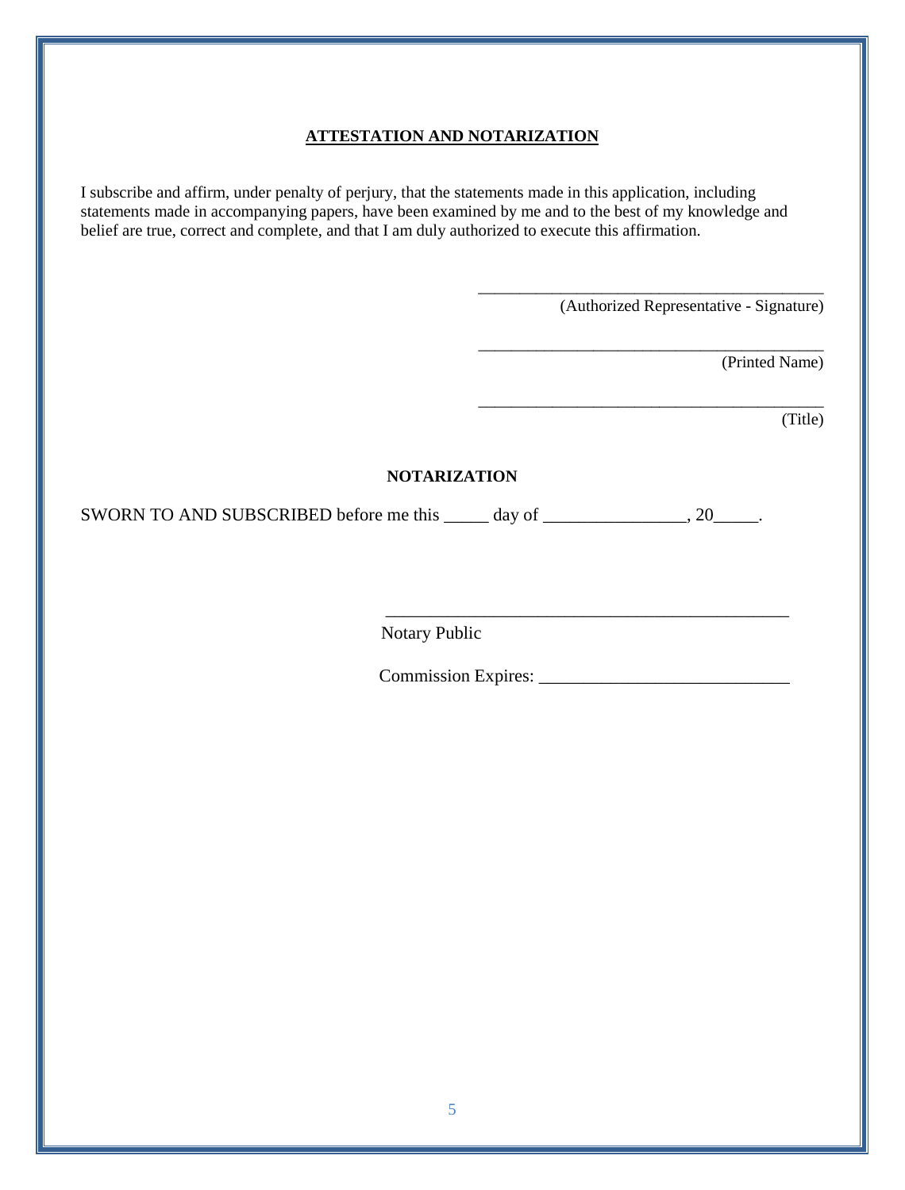## ATTESTATION AND NOTARIZATION

I subscribe and affirm, under penalty of perjury, that the statements made in this application, including statements made in accompanying papers, have been examined by me and to the best of my knowledge and belief are true, correct and complete, and that I am duly authorized to execute this affirmation.

\_\_\_\_\_\_\_\_\_\_\_\_\_\_\_\_\_\_\_\_\_\_\_\_\_\_\_\_\_\_\_\_\_\_\_\_\_\_\_\_\_\_\_\_
(Authorized Representative - Signature)

\_\_\_\_\_\_\_\_\_\_\_\_\_\_\_\_\_\_\_\_\_\_\_\_\_\_\_\_\_\_\_\_\_\_\_\_\_\_\_\_\_\_\_\_
(Printed Name)

\_\_\_\_\_\_\_\_\_\_\_\_\_\_\_\_\_\_\_\_\_\_\_\_\_\_\_\_\_\_\_\_\_\_\_\_\_\_\_\_\_\_\_\_
(Title)

### NOTARIZATION

SWORN TO AND SUBSCRIBED before me this \_\_\_\_\_ day of \_\_\_\_\_\_\_\_\_\_\_\_\_\_\_\_, 20\_\_\_\_\_.

\_\_\_\_\_\_\_\_\_\_\_\_\_\_\_\_\_\_\_\_\_\_\_\_\_\_\_\_\_\_\_\_\_\_\_\_\_\_\_\_\_\_\_\_
Notary Public

Commission Expires: \_\_\_\_\_\_\_\_\_\_\_\_\_\_\_\_\_\_\_\_\_\_\_\_\_\_\_\_